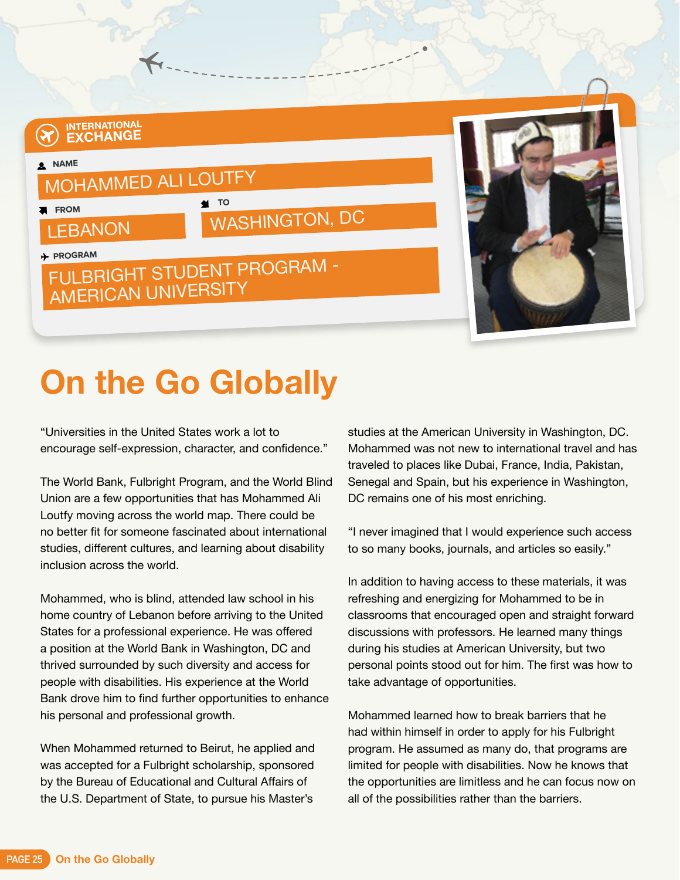INTERNATIONAL EXCHANGE

NAME
MOHAMMED ALI LOUTFY

FROM
LEBANON

TO
WASHINGTON, DC

PROGRAM
FULBRIGHT STUDENT PROGRAM - AMERICAN UNIVERSITY

# On the Go Globally

"Universities in the United States work a lot to encourage self-expression, character, and confidence."

The World Bank, Fulbright Program, and the World Blind Union are a few opportunities that has Mohammed Ali Loutfy moving across the world map. There could be no better fit for someone fascinated about international studies, different cultures, and learning about disability inclusion across the world.

Mohammed, who is blind, attended law school in his home country of Lebanon before arriving to the United States for a professional experience. He was offered a position at the World Bank in Washington, DC and thrived surrounded by such diversity and access for people with disabilities. His experience at the World Bank drove him to find further opportunities to enhance his personal and professional growth.

When Mohammed returned to Beirut, he applied and was accepted for a Fulbright scholarship, sponsored by the Bureau of Educational and Cultural Affairs of the U.S. Department of State, to pursue his Master's studies at the American University in Washington, DC. Mohammed was not new to international travel and has traveled to places like Dubai, France, India, Pakistan, Senegal and Spain, but his experience in Washington, DC remains one of his most enriching.

"I never imagined that I would experience such access to so many books, journals, and articles so easily."

In addition to having access to these materials, it was refreshing and energizing for Mohammed to be in classrooms that encouraged open and straight forward discussions with professors. He learned many things during his studies at American University, but two personal points stood out for him. The first was how to take advantage of opportunities.

Mohammed learned how to break barriers that he had within himself in order to apply for his Fulbright program. He assumed as many do, that programs are limited for people with disabilities. Now he knows that the opportunities are limitless and he can focus now on all of the possibilities rather than the barriers.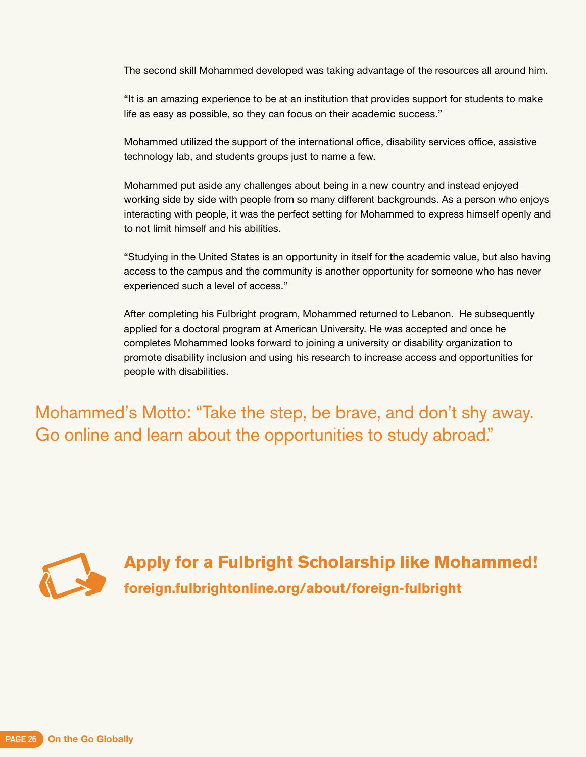The second skill Mohammed developed was taking advantage of the resources all around him.

"It is an amazing experience to be at an institution that provides support for students to make life as easy as possible, so they can focus on their academic success."

Mohammed utilized the support of the international office, disability services office, assistive technology lab, and students groups just to name a few.

Mohammed put aside any challenges about being in a new country and instead enjoyed working side by side with people from so many different backgrounds. As a person who enjoys interacting with people, it was the perfect setting for Mohammed to express himself openly and to not limit himself and his abilities.

"Studying in the United States is an opportunity in itself for the academic value, but also having access to the campus and the community is another opportunity for someone who has never experienced such a level of access."

After completing his Fulbright program, Mohammed returned to Lebanon. He subsequently applied for a doctoral program at American University. He was accepted and once he completes Mohammed looks forward to joining a university or disability organization to promote disability inclusion and using his research to increase access and opportunities for people with disabilities.

Mohammed's Motto: "Take the step, be brave, and don't shy away. Go online and learn about the opportunities to study abroad."

## Apply for a Fulbright Scholarship like Mohammed!

**foreign.fulbrightonline.org/about/foreign-fulbright**